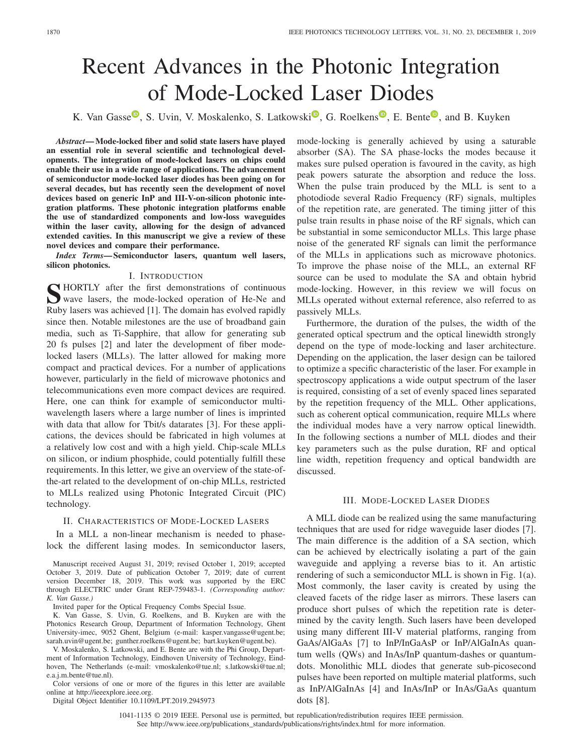# Recent Advances in the Photonic Integration of Mode-Locked Laser Diodes

K. Van Gasse, S. Uvin, V. Moskalenko, S. Latkowski, G. Roelkens, E. Bente, and B. Kuyken

***Abstract*— Mode-locked fiber and solid state lasers have played an essential role in several scientific and technological developments. The integration of mode-locked lasers on chips could enable their use in a wide range of applications. The advancement of semiconductor mode-locked laser diodes has been going on for several decades, but has recently seen the development of novel devices based on generic InP and III-V-on-silicon photonic integration platforms. These photonic integration platforms enable the use of standardized components and low-loss waveguides within the laser cavity, allowing for the design of advanced extended cavities. In this manuscript we give a review of these novel devices and compare their performance.**

***Index Terms*— Semiconductor lasers, quantum well lasers, silicon photonics.**

## I. Introduction

SHORTLY after the first demonstrations of continuous wave lasers, the mode-locked operation of He-Ne and Ruby lasers was achieved [1]. The domain has evolved rapidly since then. Notable milestones are the use of broadband gain media, such as Ti-Sapphire, that allow for generating sub 20 fs pulses [2] and later the development of fiber mode-locked lasers (MLLs). The latter allowed for making more compact and practical devices. For a number of applications however, particularly in the field of microwave photonics and telecommunications even more compact devices are required. Here, one can think for example of semiconductor multi-wavelength lasers where a large number of lines is imprinted with data that allow for Tbit/s datarates [3]. For these applications, the devices should be fabricated in high volumes at a relatively low cost and with a high yield. Chip-scale MLLs on silicon, or indium phosphide, could potentially fulfill these requirements. In this letter, we give an overview of the state-of-the-art related to the development of on-chip MLLs, restricted to MLLs realized using Photonic Integrated Circuit (PIC) technology.

## II. Characteristics of Mode-Locked Lasers

In a MLL a non-linear mechanism is needed to phase-lock the different lasing modes. In semiconductor lasers, mode-locking is generally achieved by using a saturable absorber (SA). The SA phase-locks the modes because it makes sure pulsed operation is favoured in the cavity, as high peak powers saturate the absorption and reduce the loss. When the pulse train produced by the MLL is sent to a photodiode several Radio Frequency (RF) signals, multiples of the repetition rate, are generated. The timing jitter of this pulse train results in phase noise of the RF signals, which can be substantial in some semiconductor MLLs. This large phase noise of the generated RF signals can limit the performance of the MLLs in applications such as microwave photonics. To improve the phase noise of the MLL, an external RF source can be used to modulate the SA and obtain hybrid mode-locking. However, in this review we will focus on MLLs operated without external reference, also referred to as passively MLLs.

Furthermore, the duration of the pulses, the width of the generated optical spectrum and the optical linewidth strongly depend on the type of mode-locking and laser architecture. Depending on the application, the laser design can be tailored to optimize a specific characteristic of the laser. For example in spectroscopy applications a wide output spectrum of the laser is required, consisting of a set of evenly spaced lines separated by the repetition frequency of the MLL. Other applications, such as coherent optical communication, require MLLs where the individual modes have a very narrow optical linewidth. In the following sections a number of MLL diodes and their key parameters such as the pulse duration, RF and optical line width, repetition frequency and optical bandwidth are discussed.

## III. Mode-Locked Laser Diodes

A MLL diode can be realized using the same manufacturing techniques that are used for ridge waveguide laser diodes [7]. The main difference is the addition of a SA section, which can be achieved by electrically isolating a part of the gain waveguide and applying a reverse bias to it. An artistic rendering of such a semiconductor MLL is shown in Fig. 1(a). Most commonly, the laser cavity is created by using the cleaved facets of the ridge laser as mirrors. These lasers can produce short pulses of which the repetition rate is determined by the cavity length. Such lasers have been developed using many different III-V material platforms, ranging from GaAs/AlGaAs [7] to InP/InGaAsP or InP/AlGaInAs quantum wells (QWs) and InAs/InP quantum-dashes or quantum-dots. Monolithic MLL diodes that generate sub-picosecond pulses have been reported on multiple material platforms, such as InP/AlGaInAs [4] and InAs/InP or InAs/GaAs quantum dots [8].

Manuscript received August 31, 2019; revised October 1, 2019; accepted October 3, 2019. Date of publication October 7, 2019; date of current version December 18, 2019. This work was supported by the ERC through ELECTRIC under Grant REP-759483-1. *(Corresponding author: K. Van Gasse.)*

Invited paper for the Optical Frequency Combs Special Issue.

K. Van Gasse, S. Uvin, G. Roelkens, and B. Kuyken are with the Photonics Research Group, Department of Information Technology, Ghent University-imec, 9052 Ghent, Belgium (e-mail: kasper.vangasse@ugent.be; sarah.uvin@ugent.be; gunther.roelkens@ugent.be; bart.kuyken@ugent.be).

V. Moskalenko, S. Latkowski, and E. Bente are with the Phi Group, Department of Information Technology, Eindhoven University of Technology, Eindhoven, The Netherlands (e-mail: vmoskalenko@tue.nl; s.latkowski@tue.nl; e.a.j.m.bente@tue.nl).

Color versions of one or more of the figures in this letter are available online at http://ieeexplore.ieee.org.

Digital Object Identifier 10.1109/LPT.2019.2945973

1041-1135 © 2019 IEEE. Personal use is permitted, but republication/redistribution requires IEEE permission. See http://www.ieee.org/publications_standards/publications/rights/index.html for more information.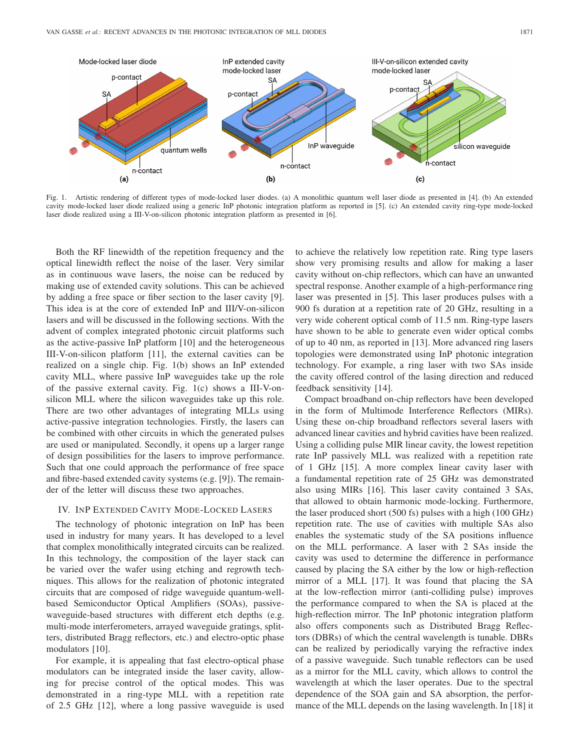Fig. 1. Artistic rendering of different types of mode-locked laser diodes. (a) A monolithic quantum well laser diode as presented in [4]. (b) An extended cavity mode-locked laser diode realized using a generic InP photonic integration platform as reported in [5]. (c) An extended cavity ring-type mode-locked laser diode realized using a III-V-on-silicon photonic integration platform as presented in [6].

Both the RF linewidth of the repetition frequency and the optical linewidth reflect the noise of the laser. Very similar as in continuous wave lasers, the noise can be reduced by making use of extended cavity solutions. This can be achieved by adding a free space or fiber section to the laser cavity [9]. This idea is at the core of extended InP and III/V-on-silicon lasers and will be discussed in the following sections. With the advent of complex integrated photonic circuit platforms such as the active-passive InP platform [10] and the heterogeneous III-V-on-silicon platform [11], the external cavities can be realized on a single chip. Fig. 1(b) shows an InP extended cavity MLL, where passive InP waveguides take up the role of the passive external cavity. Fig. 1(c) shows a III-V-on-silicon MLL where the silicon waveguides take up this role. There are two other advantages of integrating MLLs using active-passive integration technologies. Firstly, the lasers can be combined with other circuits in which the generated pulses are used or manipulated. Secondly, it opens up a larger range of design possibilities for the lasers to improve performance. Such that one could approach the performance of free space and fibre-based extended cavity systems (e.g. [9]). The remainder of the letter will discuss these two approaches.

## IV. InP Extended Cavity Mode-Locked Lasers

The technology of photonic integration on InP has been used in industry for many years. It has developed to a level that complex monolithically integrated circuits can be realized. In this technology, the composition of the layer stack can be varied over the wafer using etching and regrowth techniques. This allows for the realization of photonic integrated circuits that are composed of ridge waveguide quantum-well-based Semiconductor Optical Amplifiers (SOAs), passive-waveguide-based structures with different etch depths (e.g. multi-mode interferometers, arrayed waveguide gratings, splitters, distributed Bragg reflectors, etc.) and electro-optic phase modulators [10].

For example, it is appealing that fast electro-optical phase modulators can be integrated inside the laser cavity, allowing for precise control of the optical modes. This was demonstrated in a ring-type MLL with a repetition rate of 2.5 GHz [12], where a long passive waveguide is used to achieve the relatively low repetition rate. Ring type lasers show very promising results and allow for making a laser cavity without on-chip reflectors, which can have an unwanted spectral response. Another example of a high-performance ring laser was presented in [5]. This laser produces pulses with a 900 fs duration at a repetition rate of 20 GHz, resulting in a very wide coherent optical comb of 11.5 nm. Ring-type lasers have shown to be able to generate even wider optical combs of up to 40 nm, as reported in [13]. More advanced ring lasers topologies were demonstrated using InP photonic integration technology. For example, a ring laser with two SAs inside the cavity offered control of the lasing direction and reduced feedback sensitivity [14].

Compact broadband on-chip reflectors have been developed in the form of Multimode Interference Reflectors (MIRs). Using these on-chip broadband reflectors several lasers with advanced linear cavities and hybrid cavities have been realized. Using a colliding pulse MIR linear cavity, the lowest repetition rate InP passively MLL was realized with a repetition rate of 1 GHz [15]. A more complex linear cavity laser with a fundamental repetition rate of 25 GHz was demonstrated also using MIRs [16]. This laser cavity contained 3 SAs, that allowed to obtain harmonic mode-locking. Furthermore, the laser produced short (500 fs) pulses with a high (100 GHz) repetition rate. The use of cavities with multiple SAs also enables the systematic study of the SA positions influence on the MLL performance. A laser with 2 SAs inside the cavity was used to determine the difference in performance caused by placing the SA either by the low or high-reflection mirror of a MLL [17]. It was found that placing the SA at the low-reflection mirror (anti-colliding pulse) improves the performance compared to when the SA is placed at the high-reflection mirror. The InP photonic integration platform also offers components such as Distributed Bragg Reflectors (DBRs) of which the central wavelength is tunable. DBRs can be realized by periodically varying the refractive index of a passive waveguide. Such tunable reflectors can be used as a mirror for the MLL cavity, which allows to control the wavelength at which the laser operates. Due to the spectral dependence of the SOA gain and SA absorption, the performance of the MLL depends on the lasing wavelength. In [18] it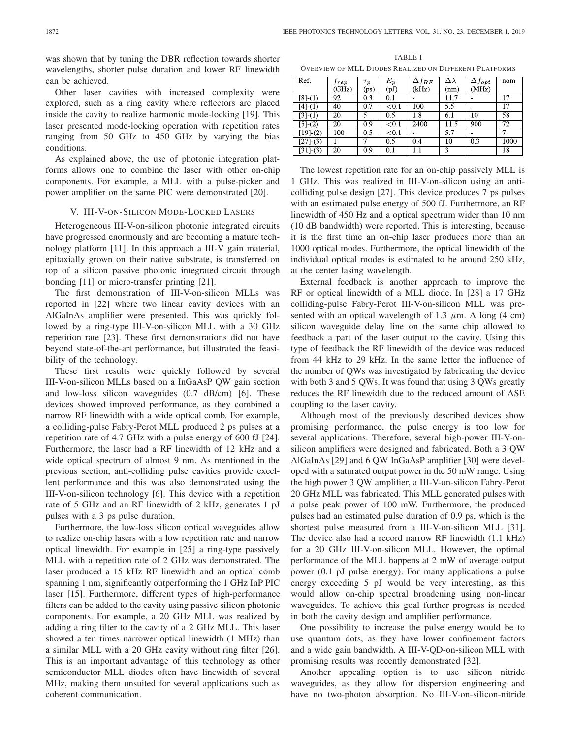was shown that by tuning the DBR reflection towards shorter wavelengths, shorter pulse duration and lower RF linewidth can be achieved.

Other laser cavities with increased complexity were explored, such as a ring cavity where reflectors are placed inside the cavity to realize harmonic mode-locking [19]. This laser presented mode-locking operation with repetition rates ranging from 50 GHz to 450 GHz by varying the bias conditions.

As explained above, the use of photonic integration platforms allows one to combine the laser with other on-chip components. For example, a MLL with a pulse-picker and power amplifier on the same PIC were demonstrated [20].

## V. III-V-on-Silicon Mode-Locked Lasers

Heterogeneous III-V-on-silicon photonic integrated circuits have progressed enormously and are becoming a mature technology platform [11]. In this approach a III-V gain material, epitaxially grown on their native substrate, is transferred on top of a silicon passive photonic integrated circuit through bonding [11] or micro-transfer printing [21].

The first demonstration of III-V-on-silicon MLLs was reported in [22] where two linear cavity devices with an AlGaInAs amplifier were presented. This was quickly followed by a ring-type III-V-on-silicon MLL with a 30 GHz repetition rate [23]. These first demonstrations did not have beyond state-of-the-art performance, but illustrated the feasibility of the technology.

These first results were quickly followed by several III-V-on-silicon MLLs based on a InGaAsP QW gain section and low-loss silicon waveguides (0.7 dB/cm) [6]. These devices showed improved performance, as they combined a narrow RF linewidth with a wide optical comb. For example, a colliding-pulse Fabry-Perot MLL produced 2 ps pulses at a repetition rate of 4.7 GHz with a pulse energy of 600 fJ [24]. Furthermore, the laser had a RF linewidth of 12 kHz and a wide optical spectrum of almost 9 nm. As mentioned in the previous section, anti-colliding pulse cavities provide excellent performance and this was also demonstrated using the III-V-on-silicon technology [6]. This device with a repetition rate of 5 GHz and an RF linewidth of 2 kHz, generates 1 pJ pulses with a 3 ps pulse duration.

Furthermore, the low-loss silicon optical waveguides allow to realize on-chip lasers with a low repetition rate and narrow optical linewidth. For example in [25] a ring-type passively MLL with a repetition rate of 2 GHz was demonstrated. The laser produced a 15 kHz RF linewidth and an optical comb spanning 1 nm, significantly outperforming the 1 GHz InP PIC laser [15]. Furthermore, different types of high-performance filters can be added to the cavity using passive silicon photonic components. For example, a 20 GHz MLL was realized by adding a ring filter to the cavity of a 2 GHz MLL. This laser showed a ten times narrower optical linewidth (1 MHz) than a similar MLL with a 20 GHz cavity without ring filter [26]. This is an important advantage of this technology as other semiconductor MLL diodes often have linewidth of several MHz, making them unsuited for several applications such as coherent communication.

TABLE I

Overview of MLL Diodes Realized on Different Platforms

| Ref. | $f_{rep}$ (GHz) | $\tau_p$ (ps) | $E_p$ (pJ) | $\Delta f_{RF}$ (kHz) | $\Delta\lambda$ (nm) | $\Delta f_{opt}$ (MHz) | nom |
|---|---|---|---|---|---|---|---|
| [8]-(1) | 92 | 0.3 | 0.1 | - | 11.7 | - | 17 |
| [4]-(1) | 40 | 0.7 | <0.1 | 100 | 5.5 | - | 17 |
| [3]-(1) | 20 | 5 | 0.5 | 1.8 | 6.1 | 10 | 58 |
| [5]-(2) | 20 | 0.9 | <0.1 | 2400 | 11.5 | 900 | 72 |
| [19]-(2) | 100 | 0.5 | <0.1 | - | 5.7 | - | 7 |
| [27]-(3) | 1 | 7 | 0.5 | 0.4 | 10 | 0.3 | 1000 |
| [31]-(3) | 20 | 0.9 | 0.1 | 1.1 | 3 | - | 18 |

The lowest repetition rate for an on-chip passively MLL is 1 GHz. This was realized in III-V-on-silicon using an anti-colliding pulse design [27]. This device produces 7 ps pulses with an estimated pulse energy of 500 fJ. Furthermore, an RF linewidth of 450 Hz and a optical spectrum wider than 10 nm (10 dB bandwidth) were reported. This is interesting, because it is the first time an on-chip laser produces more than an 1000 optical modes. Furthermore, the optical linewidth of the individual optical modes is estimated to be around 250 kHz, at the center lasing wavelength.

External feedback is another approach to improve the RF or optical linewidth of a MLL diode. In [28] a 17 GHz colliding-pulse Fabry-Perot III-V-on-silicon MLL was presented with an optical wavelength of 1.3 $\mu$m. A long (4 cm) silicon waveguide delay line on the same chip allowed to feedback a part of the laser output to the cavity. Using this type of feedback the RF linewidth of the device was reduced from 44 kHz to 29 kHz. In the same letter the influence of the number of QWs was investigated by fabricating the device with both 3 and 5 QWs. It was found that using 3 QWs greatly reduces the RF linewidth due to the reduced amount of ASE coupling to the laser cavity.

Although most of the previously described devices show promising performance, the pulse energy is too low for several applications. Therefore, several high-power III-V-on-silicon amplifiers were designed and fabricated. Both a 3 QW AlGaInAs [29] and 6 QW InGaAsP amplifier [30] were developed with a saturated output power in the 50 mW range. Using the high power 3 QW amplifier, a III-V-on-silicon Fabry-Perot 20 GHz MLL was fabricated. This MLL generated pulses with a pulse peak power of 100 mW. Furthermore, the produced pulses had an estimated pulse duration of 0.9 ps, which is the shortest pulse measured from a III-V-on-silicon MLL [31]. The device also had a record narrow RF linewidth (1.1 kHz) for a 20 GHz III-V-on-silicon MLL. However, the optimal performance of the MLL happens at 2 mW of average output power (0.1 pJ pulse energy). For many applications a pulse energy exceeding 5 pJ would be very interesting, as this would allow on-chip spectral broadening using non-linear waveguides. To achieve this goal further progress is needed in both the cavity design and amplifier performance.

One possibility to increase the pulse energy would be to use quantum dots, as they have lower confinement factors and a wide gain bandwidth. A III-V-QD-on-silicon MLL with promising results was recently demonstrated [32].

Another appealing option is to use silicon nitride waveguides, as they allow for dispersion engineering and have no two-photon absorption. No III-V-on-silicon-nitride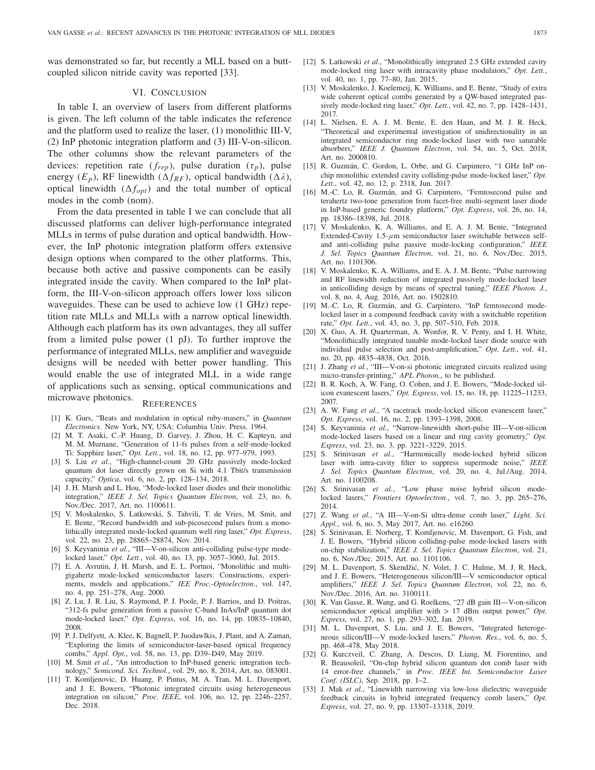was demonstrated so far, but recently a MLL based on a butt-coupled silicon nitride cavity was reported [33].

## VI. Conclusion

In table I, an overview of lasers from different platforms is given. The left column of the table indicates the reference and the platform used to realize the laser, (1) monolithic III-V, (2) InP photonic integration platform and (3) III-V-on-silicon. The other columns show the relevant parameters of the devices: repetition rate ($f_{rep}$), pulse duration ($\tau_p$), pulse energy ($E_p$), RF linewidth ($\Delta f_{RF}$), optical bandwidth ($\Delta\lambda$), optical linewidth ($\Delta f_{opt}$) and the total number of optical modes in the comb (nom).

From the data presented in table I we can conclude that all discussed platforms can deliver high-performance integrated MLLs in terms of pulse duration and optical bandwidth. However, the InP photonic integration platform offers extensive design options when compared to the other platforms. This, because both active and passive components can be easily integrated inside the cavity. When compared to the InP platform, the III-V-on-silicon approach offers lower loss silicon waveguides. These can be used to achieve low (1 GHz) repetition rate MLLs and MLLs with a narrow optical linewidth. Although each platform has its own advantages, they all suffer from a limited pulse power (1 pJ). To further improve the performance of integrated MLLs, new amplifier and waveguide designs will be needed with better power handling. This would enable the use of integrated MLL in a wide range of applications such as sensing, optical communications and microwave photonics.

## References

[1] K. Gurs, "Beats and modulation in optical ruby-masers," in *Quantum Electronics*. New York, NY, USA: Columbia Univ. Press. 1964.

[2] M. T. Asaki, C.-P. Huang, D. Garvey, J. Zhou, H. C. Kapteyn, and M. M. Murnane, "Generation of 11-fs pulses from a self-mode-locked Ti: Sapphire laser," *Opt. Lett.*, vol. 18, no. 12, pp. 977–979, 1993.

[3] S. Liu *et al.*, "High-channel-count 20 GHz passively mode-locked quantum dot laser directly grown on Si with 4.1 Tbit/s transmission capacity," *Optica*, vol. 6, no. 2, pp. 128–134, 2018.

[4] J. H. Marsh and L. Hou, "Mode-locked laser diodes and their monolithic integration," *IEEE J. Sel. Topics Quantum Electron*, vol. 23, no. 6, Nov./Dec. 2017, Art. no. 1100611.

[5] V. Moskalenko, S. Latkowski, S. Tahvili, T. de Vries, M. Smit, and E. Bente, "Record bandwidth and sub-picosecond pulses from a monolithically integrated mode-locked quantum well ring laser," *Opt. Express*, vol. 22, no. 23, pp. 28865–28874, Nov. 2014.

[6] S. Keyvaninia *et al.*, "III—V-on-silicon anti-colliding pulse-type mode-locked laser," *Opt. Lett.*, vol. 40, no. 13, pp. 3057–3060, Jul. 2015.

[7] E. A. Avrutin, J. H. Marsh, and E. L. Portnoi, "Monolithic and multi-gigahertz mode-locked semiconductor lasers: Constructions, experiments, models and applications," *IEE Proc.-Optoelectron.*, vol. 147, no. 4, pp. 251–278, Aug. 2000.

[8] Z. Lu, J. R. Liu, S. Raymond, P. J. Poole, P. J. Barrios, and D. Poitras, "312-fs pulse generation from a passive C-band InAs/InP quantum dot mode-locked laser," *Opt. Express*, vol. 16, no. 14, pp. 10835–10840, 2008.

[9] P. J. Delfyett, A. Klee, K. Bagnell, P. Juodawlkis, J. Plant, and A. Zaman, "Exploring the limits of semiconductor-laser-based optical frequency combs," *Appl. Opt.*, vol. 58, no. 13, pp. D39–D49, May 2019.

[10] M. Smit *et al.*, "An introduction to InP-based generic integration technology," *Semicond. Sci. Technol.*, vol. 29, no. 8, 2014, Art. no. 083001.

[11] T. Komljenovic, D. Huang, P. Pintus, M. A. Tran, M. L. Davenport, and J. E. Bowers, "Photonic integrated circuits using heterogeneous integration on silicon," *Proc. IEEE*, vol. 106, no. 12, pp. 2246–2257, Dec. 2018.

[12] S. Latkowski *et al.*, "Monolithically integrated 2.5 GHz extended cavity mode-locked ring laser with intracavity phase modulators," *Opt. Lett.*, vol. 40, no. 1, pp. 77–80, Jan. 2015.

[13] V. Moskalenko, J. Koelemeij, K. Williams, and E. Bente, "Study of extra wide coherent optical combs generated by a QW-based integrated passively mode-locked ring laser," *Opt. Lett.*, vol. 42, no. 7, pp. 1428–1431, 2017.

[14] L. Nielsen, E. A. J. M. Bente, E. den Haan, and M. J. R. Heck, "Theoretical and experimental investigation of unidirectionality in an integrated semiconductor ring mode-locked laser with two saturable absorbers," *IEEE J. Quantum Electron*, vol. 54, no. 5, Oct. 2018, Art. no. 2000810.

[15] R. Guzmán, C. Gordon, L. Orbe, and G. Carpintero, "1 GHz InP on-chip monolithic extended cavity colliding-pulse mode-locked laser," *Opt. Lett.*, vol. 42, no. 12, p. 2318, Jun. 2017.

[16] M.-C. Lo, R. Guzmán, and G. Carpintero, "Femtosecond pulse and terahertz two-tone generation from facet-free multi-segment laser diode in InP-based generic foundry platform," *Opt. Express*, vol. 26, no. 14, pp. 18386–18398, Jul. 2018.

[17] V. Moskalenko, K. A. Williams, and E. A. J. M. Bente, "Integrated Extended-Cavity 1.5-$\mu$m semiconductor laser switchable between self- and anti-colliding pulse passive mode-locking configuration," *IEEE J. Sel. Topics Quantum Electron*, vol. 21, no. 6, Nov./Dec. 2015, Art. no. 1101306.

[18] V. Moskalenko, K. A. Williams, and E. A. J. M. Bente, "Pulse narrowing and RF linewidth reduction of integrated passively mode-locked laser in anticolliding design by means of spectral tuning," *IEEE Photon. J.*, vol. 8, no. 4, Aug. 2016, Art. no. 1502810.

[19] M.-C. Lo, R. Guzmán, and G. Carpintero, "InP femtosecond mode-locked laser in a compound feedback cavity with a switchable repetition rate," *Opt. Lett.*, vol. 43, no. 3, pp. 507–510, Feb. 2018.

[20] X. Guo, A. H. Quarterman, A. Wonfor, R. V. Penty, and I. H. White, "Monolithically integrated tunable mode-locked laser diode source with individual pulse selection and post-amplification," *Opt. Lett.*, vol. 41, no. 20, pp. 4835–4838, Oct. 2016.

[21] J. Zhang *et al.*, "III—V-on-si photonic integrated circuits realized using micro-transfer-printing," *APL Photon.*, to be published.

[22] B. R. Koch, A. W. Fang, O. Cohen, and J. E. Bowers, "Mode-locked silicon evanescent lasers," *Opt. Express*, vol. 15, no. 18, pp. 11225–11233, 2007.

[23] A. W. Fang *et al.*, "A racetrack mode-locked silicon evanescent laser," *Opt. Express*, vol. 16, no. 2, pp. 1393–1398, 2008.

[24] S. Keyvaninia *et al.*, "Narrow-linewidth short-pulse III—V-on-silicon mode-locked lasers based on a linear and ring cavity geometry," *Opt. Express*, vol. 23, no. 3, pp. 3221–3229, 2015.

[25] S. Srinivasan *et al.*, "Harmonically mode-locked hybrid silicon laser with intra-cavity filter to suppress supermode noise," *IEEE J. Sel. Topics Quantum Electron*, vol. 20, no. 4, Jul./Aug. 2014, Art. no. 1100208.

[26] S. Srinivasan *et al.*, "Low phase noise hybrid silicon mode-locked lasers," *Frontiers Optoelectron.*, vol. 7, no. 3, pp. 265–276, 2014.

[27] Z. Wang *et al.*, "A III—V-on-Si ultra-dense comb laser," *Light, Sci. Appl.*, vol. 6, no. 5, May 2017, Art. no. e16260.

[28] S. Srinivasan, E. Norberg, T. Komljenovic, M. Davenport, G. Fish, and J. E. Bowers, "Hybrid silicon colliding-pulse mode-locked lasers with on-chip stabilization," *IEEE J. Sel. Topics Quantum Electron*, vol. 21, no. 6, Nov./Dec. 2015, Art. no. 1101106.

[29] M. L. Davenport, S. Skendžić, N. Volet, J. C. Hulme, M. J. R. Heck, and J. E. Bowers, "Heterogeneous silicon/III—V semiconductor optical amplifiers," *IEEE J. Sel. Topics Quantum Electron*, vol. 22, no. 6, Nov./Dec. 2016, Art. no. 3100111.

[30] K. Van Gasse, R. Wang, and G. Roelkens, "27 dB gain III—V-on-silicon semiconductor optical amplifier with > 17 dBm output power," *Opt. Express*, vol. 27, no. 1, pp. 293–302, Jan. 2019.

[31] M. L. Davenport, S. Liu, and J. E. Bowers, "Integrated heterogeneous silicon/III—V mode-locked lasers," *Photon. Res.*, vol. 6, no. 5, pp. 468–478, May 2018.

[32] G. Kurczveil, C. Zhang, A. Descos, D. Liang, M. Fiorentino, and R. Beausoleil, "On-chip hybrid silicon quantum dot comb laser with 14 error-free channels," in *Proc. IEEE Int. Semiconductor Laser Conf. (ISLC)*, Sep. 2018, pp. 1–2.

[33] J. Mak *et al.*, "Linewidth narrowing via low-loss dielectric waveguide feedback circuits in hybrid integrated frequency comb lasers," *Opt. Express*, vol. 27, no. 9, pp. 13307–13318, 2019.